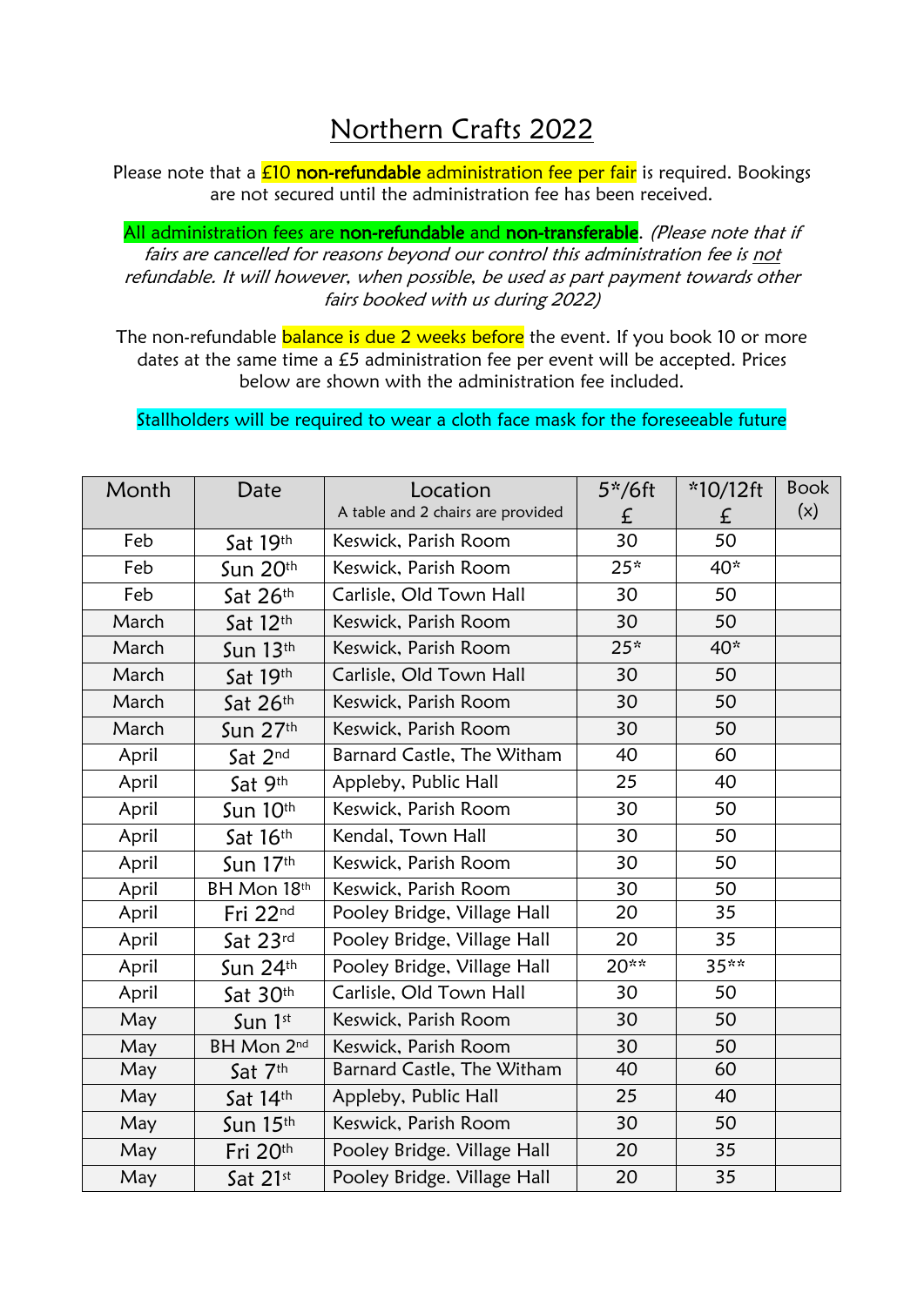# Northern Crafts 2022

Please note that a £10 **non-refundable** administration fee per fair is required. Bookings are not secured until the administration fee has been received.

All administration fees are **non-refundable** and **non-transferable**. *(Please note that if fairs are cancelled for reasons beyond our control this administration fee is not refundable. It will however, when possible, be used as part payment towards other fairs booked with us during 2022)*

The non-refundable balance is due 2 weeks before the event. If you book 10 or more dates at the same time a £5 administration fee per event will be accepted. Prices below are shown with the administration fee included.

Stallholders will be required to wear a cloth face mask for the foreseeable future

| Month | Date | Location<br>A table and 2 chairs are provided | 5*/6ft<br>£ | *10/12ft<br>£ | Book<br>(x) |
|---|---|---|---|---|---|
| Feb | Sat 19th | Keswick, Parish Room | 30 | 50 | |
| Feb | Sun 20th | Keswick, Parish Room | 25* | 40* | |
| Feb | Sat 26th | Carlisle, Old Town Hall | 30 | 50 | |
| March | Sat 12th | Keswick, Parish Room | 30 | 50 | |
| March | Sun 13th | Keswick, Parish Room | 25* | 40* | |
| March | Sat 19th | Carlisle, Old Town Hall | 30 | 50 | |
| March | Sat 26th | Keswick, Parish Room | 30 | 50 | |
| March | Sun 27th | Keswick, Parish Room | 30 | 50 | |
| April | Sat 2nd | Barnard Castle, The Witham | 40 | 60 | |
| April | Sat 9th | Appleby, Public Hall | 25 | 40 | |
| April | Sun 10th | Keswick, Parish Room | 30 | 50 | |
| April | Sat 16th | Kendal, Town Hall | 30 | 50 | |
| April | Sun 17th | Keswick, Parish Room | 30 | 50 | |
| April | BH Mon 18th | Keswick, Parish Room | 30 | 50 | |
| April | Fri 22nd | Pooley Bridge, Village Hall | 20 | 35 | |
| April | Sat 23rd | Pooley Bridge, Village Hall | 20 | 35 | |
| April | Sun 24th | Pooley Bridge, Village Hall | 20** | 35** | |
| April | Sat 30th | Carlisle, Old Town Hall | 30 | 50 | |
| May | Sun 1st | Keswick, Parish Room | 30 | 50 | |
| May | BH Mon 2nd | Keswick, Parish Room | 30 | 50 | |
| May | Sat 7th | Barnard Castle, The Witham | 40 | 60 | |
| May | Sat 14th | Appleby, Public Hall | 25 | 40 | |
| May | Sun 15th | Keswick, Parish Room | 30 | 50 | |
| May | Fri 20th | Pooley Bridge. Village Hall | 20 | 35 | |
| May | Sat 21st | Pooley Bridge. Village Hall | 20 | 35 | |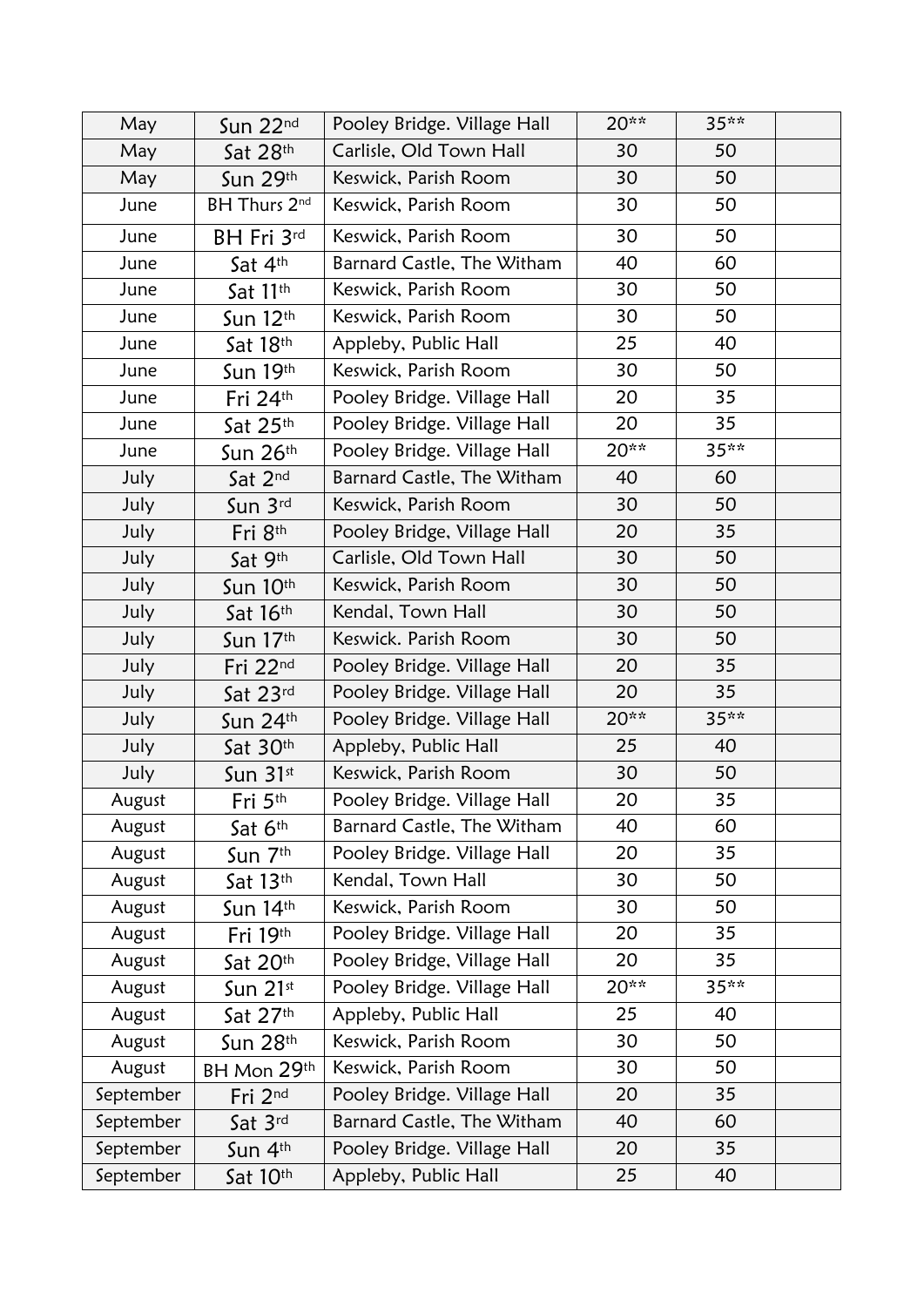| | | | | | |
|---|---|---|---|---|---|
| May | Sun 22nd | Pooley Bridge. Village Hall | 20** | 35** | |
| May | Sat 28th | Carlisle, Old Town Hall | 30 | 50 | |
| May | Sun 29th | Keswick, Parish Room | 30 | 50 | |
| June | BH Thurs 2nd | Keswick, Parish Room | 30 | 50 | |
| June | BH Fri 3rd | Keswick, Parish Room | 30 | 50 | |
| June | Sat 4th | Barnard Castle, The Witham | 40 | 60 | |
| June | Sat 11th | Keswick, Parish Room | 30 | 50 | |
| June | Sun 12th | Keswick, Parish Room | 30 | 50 | |
| June | Sat 18th | Appleby, Public Hall | 25 | 40 | |
| June | Sun 19th | Keswick, Parish Room | 30 | 50 | |
| June | Fri 24th | Pooley Bridge. Village Hall | 20 | 35 | |
| June | Sat 25th | Pooley Bridge. Village Hall | 20 | 35 | |
| June | Sun 26th | Pooley Bridge. Village Hall | 20** | 35** | |
| July | Sat 2nd | Barnard Castle, The Witham | 40 | 60 | |
| July | Sun 3rd | Keswick, Parish Room | 30 | 50 | |
| July | Fri 8th | Pooley Bridge, Village Hall | 20 | 35 | |
| July | Sat 9th | Carlisle, Old Town Hall | 30 | 50 | |
| July | Sun 10th | Keswick, Parish Room | 30 | 50 | |
| July | Sat 16th | Kendal, Town Hall | 30 | 50 | |
| July | Sun 17th | Keswick. Parish Room | 30 | 50 | |
| July | Fri 22nd | Pooley Bridge. Village Hall | 20 | 35 | |
| July | Sat 23rd | Pooley Bridge. Village Hall | 20 | 35 | |
| July | Sun 24th | Pooley Bridge. Village Hall | 20** | 35** | |
| July | Sat 30th | Appleby, Public Hall | 25 | 40 | |
| July | Sun 31st | Keswick, Parish Room | 30 | 50 | |
| August | Fri 5th | Pooley Bridge. Village Hall | 20 | 35 | |
| August | Sat 6th | Barnard Castle, The Witham | 40 | 60 | |
| August | Sun 7th | Pooley Bridge. Village Hall | 20 | 35 | |
| August | Sat 13th | Kendal, Town Hall | 30 | 50 | |
| August | Sun 14th | Keswick, Parish Room | 30 | 50 | |
| August | Fri 19th | Pooley Bridge. Village Hall | 20 | 35 | |
| August | Sat 20th | Pooley Bridge, Village Hall | 20 | 35 | |
| August | Sun 21st | Pooley Bridge. Village Hall | 20** | 35** | |
| August | Sat 27th | Appleby, Public Hall | 25 | 40 | |
| August | Sun 28th | Keswick, Parish Room | 30 | 50 | |
| August | BH Mon 29th | Keswick, Parish Room | 30 | 50 | |
| September | Fri 2nd | Pooley Bridge. Village Hall | 20 | 35 | |
| September | Sat 3rd | Barnard Castle, The Witham | 40 | 60 | |
| September | Sun 4th | Pooley Bridge. Village Hall | 20 | 35 | |
| September | Sat 10th | Appleby, Public Hall | 25 | 40 | |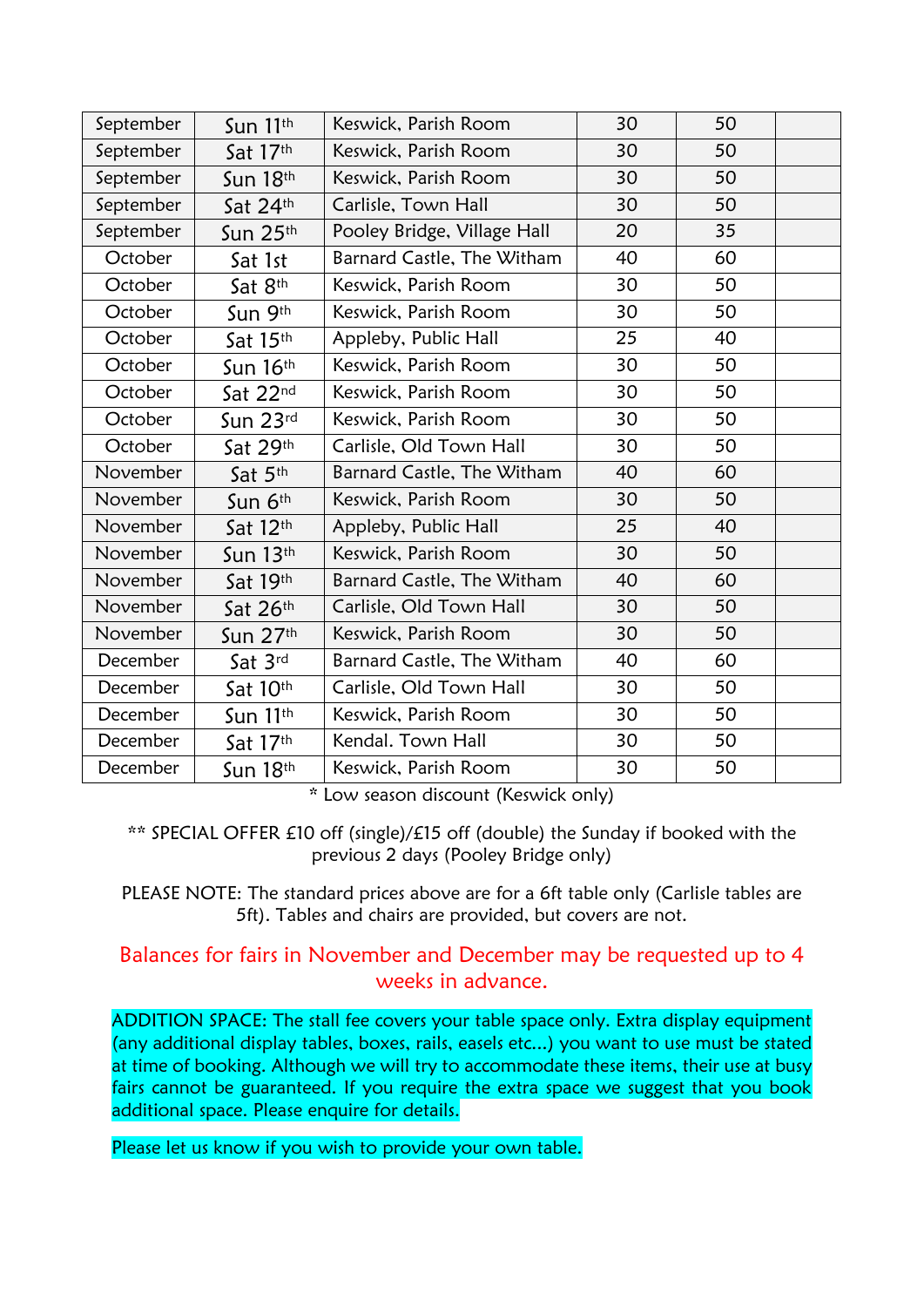| September | Sun 11th | Keswick, Parish Room | 30 | 50 | |
|---|---|---|---|---|---|
| September | Sat 17th | Keswick, Parish Room | 30 | 50 | |
| September | Sun 18th | Keswick, Parish Room | 30 | 50 | |
| September | Sat 24th | Carlisle, Town Hall | 30 | 50 | |
| September | Sun 25th | Pooley Bridge, Village Hall | 20 | 35 | |
| October | Sat 1st | Barnard Castle, The Witham | 40 | 60 | |
| October | Sat 8th | Keswick, Parish Room | 30 | 50 | |
| October | Sun 9th | Keswick, Parish Room | 30 | 50 | |
| October | Sat 15th | Appleby, Public Hall | 25 | 40 | |
| October | Sun 16th | Keswick, Parish Room | 30 | 50 | |
| October | Sat 22nd | Keswick, Parish Room | 30 | 50 | |
| October | Sun 23rd | Keswick, Parish Room | 30 | 50 | |
| October | Sat 29th | Carlisle, Old Town Hall | 30 | 50 | |
| November | Sat 5th | Barnard Castle, The Witham | 40 | 60 | |
| November | Sun 6th | Keswick, Parish Room | 30 | 50 | |
| November | Sat 12th | Appleby, Public Hall | 25 | 40 | |
| November | Sun 13th | Keswick, Parish Room | 30 | 50 | |
| November | Sat 19th | Barnard Castle, The Witham | 40 | 60 | |
| November | Sat 26th | Carlisle, Old Town Hall | 30 | 50 | |
| November | Sun 27th | Keswick, Parish Room | 30 | 50 | |
| December | Sat 3rd | Barnard Castle, The Witham | 40 | 60 | |
| December | Sat 10th | Carlisle, Old Town Hall | 30 | 50 | |
| December | Sun 11th | Keswick, Parish Room | 30 | 50 | |
| December | Sat 17th | Kendal. Town Hall | 30 | 50 | |
| December | Sun 18th | Keswick, Parish Room | 30 | 50 | |

* Low season discount (Keswick only)

** SPECIAL OFFER £10 off (single)/£15 off (double) the Sunday if booked with the previous 2 days (Pooley Bridge only)

PLEASE NOTE: The standard prices above are for a 6ft table only (Carlisle tables are 5ft). Tables and chairs are provided, but covers are not.

Balances for fairs in November and December may be requested up to 4 weeks in advance.

ADDITION SPACE: The stall fee covers your table space only. Extra display equipment (any additional display tables, boxes, rails, easels etc...) you want to use must be stated at time of booking. Although we will try to accommodate these items, their use at busy fairs cannot be guaranteed. If you require the extra space we suggest that you book additional space. Please enquire for details.

Please let us know if you wish to provide your own table.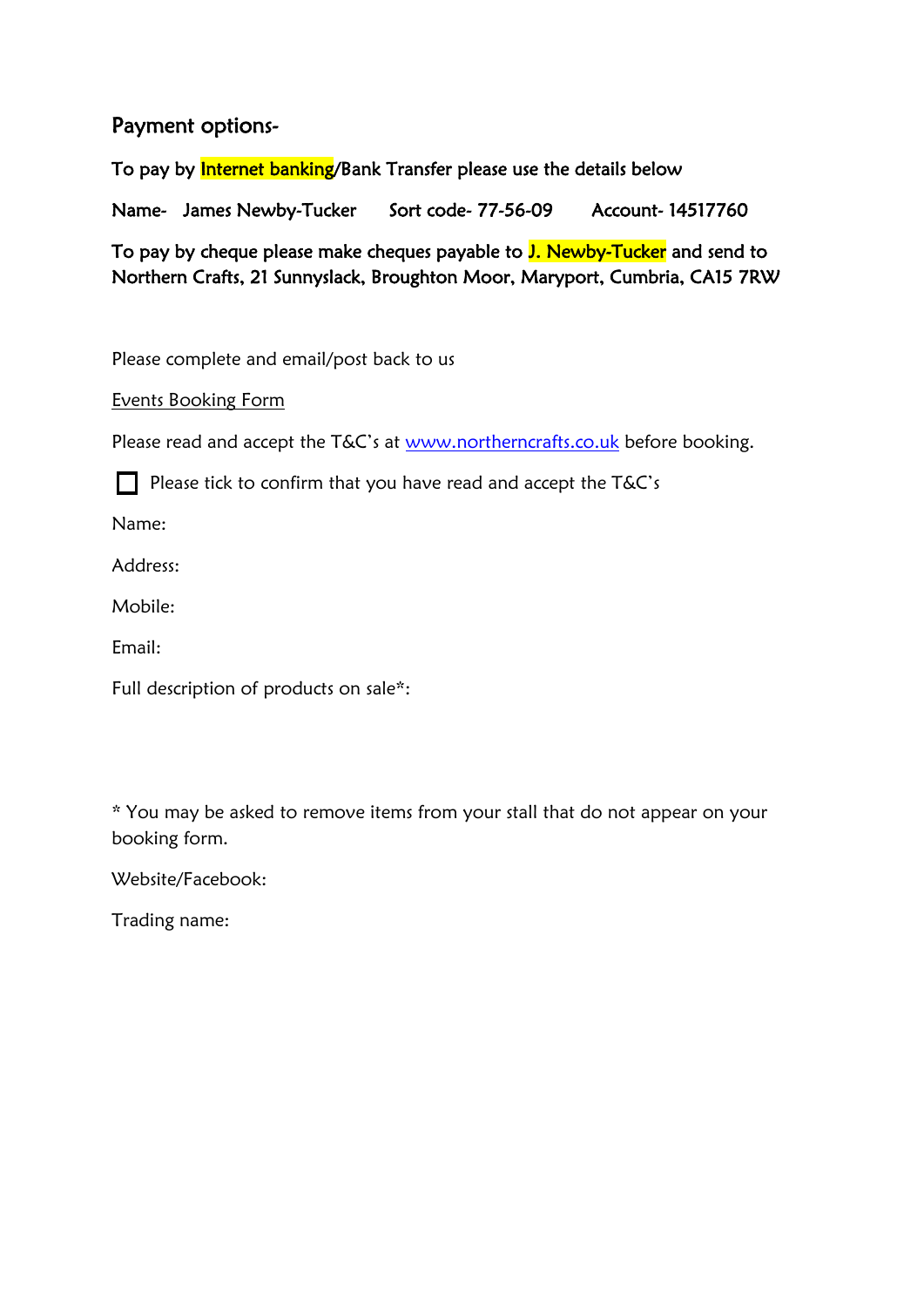## Payment options-

**To pay by Internet banking/Bank Transfer please use the details below**

**Name- James Newby-Tucker Sort code- 77-56-09 Account- 14517760**

**To pay by cheque please make cheques payable to J. Newby-Tucker and send to Northern Crafts, 21 Sunnyslack, Broughton Moor, Maryport, Cumbria, CA15 7RW**

Please complete and email/post back to us

Events Booking Form

Please read and accept the T&C's at www.northerncrafts.co.uk before booking.

☐ Please tick to confirm that you have read and accept the T&C's

Name:

Address:

Mobile:

Email:

Full description of products on sale*:

* You may be asked to remove items from your stall that do not appear on your booking form.

Website/Facebook:

Trading name: